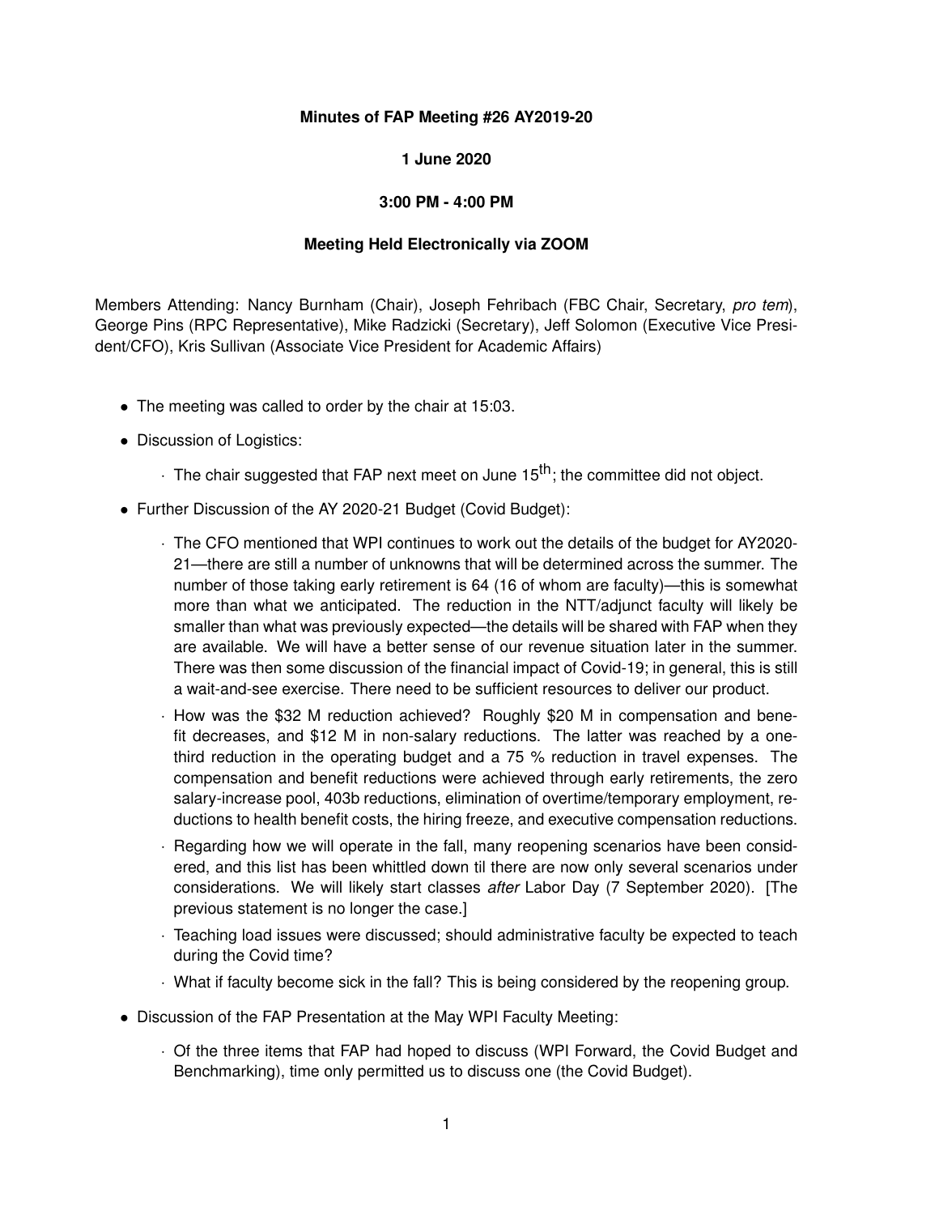**Minutes of FAP Meeting #26 AY2019-20**

**1 June 2020**

**3:00 PM - 4:00 PM**

**Meeting Held Electronically via ZOOM**

Members Attending: Nancy Burnham (Chair), Joseph Fehribach (FBC Chair, Secretary, *pro tem*), George Pins (RPC Representative), Mike Radzicki (Secretary), Jeff Solomon (Executive Vice President/CFO), Kris Sullivan (Associate Vice President for Academic Affairs)

- The meeting was called to order by the chair at 15:03.
- Discussion of Logistics:
  - The chair suggested that FAP next meet on June 15$^{th}$; the committee did not object.
- Further Discussion of the AY 2020-21 Budget (Covid Budget):
  - The CFO mentioned that WPI continues to work out the details of the budget for AY2020-21—there are still a number of unknowns that will be determined across the summer. The number of those taking early retirement is 64 (16 of whom are faculty)—this is somewhat more than what we anticipated. The reduction in the NTT/adjunct faculty will likely be smaller than what was previously expected—the details will be shared with FAP when they are available. We will have a better sense of our revenue situation later in the summer. There was then some discussion of the financial impact of Covid-19; in general, this is still a wait-and-see exercise. There need to be sufficient resources to deliver our product.
  - How was the $32 M reduction achieved? Roughly $20 M in compensation and benefit decreases, and $12 M in non-salary reductions. The latter was reached by a one-third reduction in the operating budget and a 75 % reduction in travel expenses. The compensation and benefit reductions were achieved through early retirements, the zero salary-increase pool, 403b reductions, elimination of overtime/temporary employment, reductions to health benefit costs, the hiring freeze, and executive compensation reductions.
  - Regarding how we will operate in the fall, many reopening scenarios have been considered, and this list has been whittled down til there are now only several scenarios under considerations. We will likely start classes *after* Labor Day (7 September 2020). [The previous statement is no longer the case.]
  - Teaching load issues were discussed; should administrative faculty be expected to teach during the Covid time?
  - What if faculty become sick in the fall? This is being considered by the reopening group.
- Discussion of the FAP Presentation at the May WPI Faculty Meeting:
  - Of the three items that FAP had hoped to discuss (WPI Forward, the Covid Budget and Benchmarking), time only permitted us to discuss one (the Covid Budget).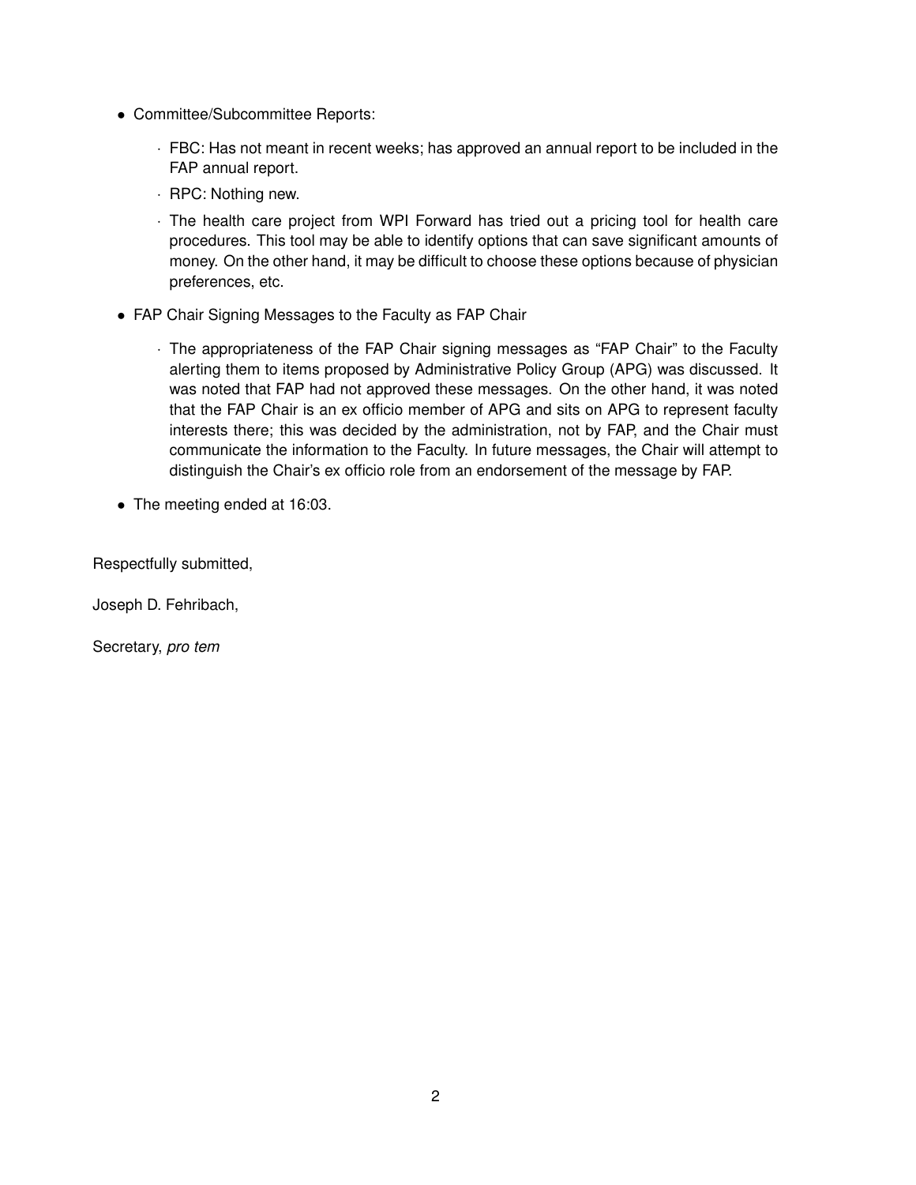- Committee/Subcommittee Reports:
  - FBC: Has not meant in recent weeks; has approved an annual report to be included in the FAP annual report.
  - RPC: Nothing new.
  - The health care project from WPI Forward has tried out a pricing tool for health care procedures. This tool may be able to identify options that can save significant amounts of money. On the other hand, it may be difficult to choose these options because of physician preferences, etc.
- FAP Chair Signing Messages to the Faculty as FAP Chair
  - The appropriateness of the FAP Chair signing messages as "FAP Chair" to the Faculty alerting them to items proposed by Administrative Policy Group (APG) was discussed. It was noted that FAP had not approved these messages. On the other hand, it was noted that the FAP Chair is an ex officio member of APG and sits on APG to represent faculty interests there; this was decided by the administration, not by FAP, and the Chair must communicate the information to the Faculty. In future messages, the Chair will attempt to distinguish the Chair's ex officio role from an endorsement of the message by FAP.
- The meeting ended at 16:03.

Respectfully submitted,

Joseph D. Fehribach,

Secretary, *pro tem*